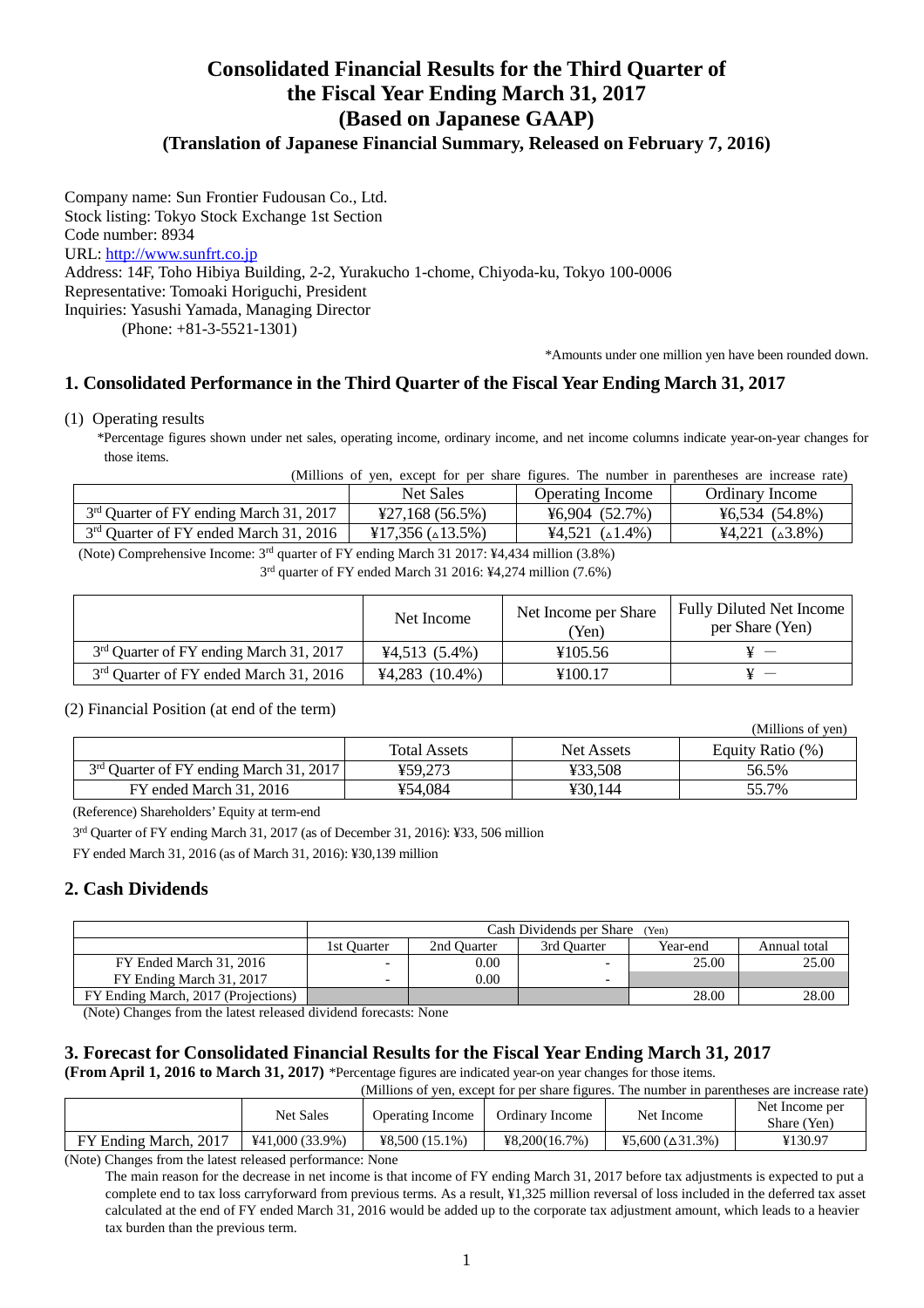# Consolidated Financial Results for the Third Quarter of the Fiscal Year Ending March 31, 2017 (Based on Japanese GAAP)

## (Translation of Japanese Financial Summary, Released on February 7, 2016)

Company name: Sun Frontier Fudousan Co., Ltd.
Stock listing: Tokyo Stock Exchange 1st Section
Code number: 8934
URL: http://www.sunfrt.co.jp
Address: 14F, Toho Hibiya Building, 2-2, Yurakucho 1-chome, Chiyoda-ku, Tokyo 100-0006
Representative: Tomoaki Horiguchi, President
Inquiries: Yasushi Yamada, Managing Director
(Phone: +81-3-5521-1301)

*Amounts under one million yen have been rounded down.

## 1. Consolidated Performance in the Third Quarter of the Fiscal Year Ending March 31, 2017

(1) Operating results

*Percentage figures shown under net sales, operating income, ordinary income, and net income columns indicate year-on-year changes for those items.

(Millions of yen, except for per share figures. The number in parentheses are increase rate)

| | Net Sales | Operating Income | Ordinary Income |
|---|---|---|---|
| 3rd Quarter of FY ending March 31, 2017 | ¥27,168 (56.5%) | ¥6,904 (52.7%) | ¥6,534 (54.8%) |
| 3rd Quarter of FY ended March 31, 2016 | ¥17,356 (△13.5%) | ¥4,521 (△1.4%) | ¥4,221 (△3.8%) |

(Note) Comprehensive Income: 3rd quarter of FY ending March 31 2017: ¥4,434 million (3.8%)
3rd quarter of FY ended March 31 2016: ¥4,274 million (7.6%)

| | Net Income | Net Income per Share (Yen) | Fully Diluted Net Income per Share (Yen) |
|---|---|---|---|
| 3rd Quarter of FY ending March 31, 2017 | ¥4,513 (5.4%) | ¥105.56 | ¥ － |
| 3rd Quarter of FY ended March 31, 2016 | ¥4,283 (10.4%) | ¥100.17 | ¥ － |

(2) Financial Position (at end of the term)

(Millions of yen)

| | Total Assets | Net Assets | Equity Ratio (%) |
|---|---|---|---|
| 3rd Quarter of FY ending March 31, 2017 | ¥59,273 | ¥33,508 | 56.5% |
| FY ended March 31, 2016 | ¥54,084 | ¥30,144 | 55.7% |

(Reference) Shareholders' Equity at term-end

3rd Quarter of FY ending March 31, 2017 (as of December 31, 2016): ¥33, 506 million

FY ended March 31, 2016 (as of March 31, 2016): ¥30,139 million

## 2. Cash Dividends

| | Cash Dividends per Share (Yen) | | | | |
|---|---|---|---|---|---|
| | 1st Quarter | 2nd Quarter | 3rd Quarter | Year-end | Annual total |
| FY Ended March 31, 2016 | - | 0.00 | - | 25.00 | 25.00 |
| FY Ending March 31, 2017 | - | 0.00 | - | | |
| FY Ending March, 2017 (Projections) | | | | 28.00 | 28.00 |

(Note) Changes from the latest released dividend forecasts: None

## 3. Forecast for Consolidated Financial Results for the Fiscal Year Ending March 31, 2017

**(From April 1, 2016 to March 31, 2017)** *Percentage figures are indicated year-on year changes for those items.

(Millions of yen, except for per share figures. The number in parentheses are increase rate)

| | Net Sales | Operating Income | Ordinary Income | Net Income | Net Income per Share (Yen) |
|---|---|---|---|---|---|
| FY Ending March, 2017 | ¥41,000 (33.9%) | ¥8,500 (15.1%) | ¥8,200(16.7%) | ¥5,600 (△31.3%) | ¥130.97 |

(Note) Changes from the latest released performance: None

The main reason for the decrease in net income is that income of FY ending March 31, 2017 before tax adjustments is expected to put a complete end to tax loss carryforward from previous terms. As a result, ¥1,325 million reversal of loss included in the deferred tax asset calculated at the end of FY ended March 31, 2016 would be added up to the corporate tax adjustment amount, which leads to a heavier tax burden than the previous term.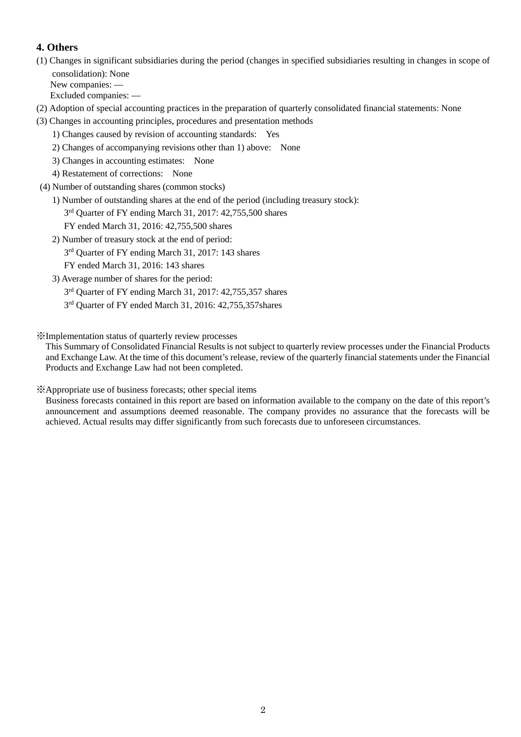## 4. Others

(1) Changes in significant subsidiaries during the period (changes in specified subsidiaries resulting in changes in scope of consolidation): None

New companies: —

Excluded companies: —

(2) Adoption of special accounting practices in the preparation of quarterly consolidated financial statements: None

(3) Changes in accounting principles, procedures and presentation methods

1) Changes caused by revision of accounting standards: Yes

2) Changes of accompanying revisions other than 1) above: None

3) Changes in accounting estimates: None

4) Restatement of corrections: None

(4) Number of outstanding shares (common stocks)

1) Number of outstanding shares at the end of the period (including treasury stock):

3rd Quarter of FY ending March 31, 2017: 42,755,500 shares

FY ended March 31, 2016: 42,755,500 shares

2) Number of treasury stock at the end of period:

3rd Quarter of FY ending March 31, 2017: 143 shares

FY ended March 31, 2016: 143 shares

3) Average number of shares for the period:

3rd Quarter of FY ending March 31, 2017: 42,755,357 shares

3rd Quarter of FY ended March 31, 2016: 42,755,357shares

※Implementation status of quarterly review processes

This Summary of Consolidated Financial Results is not subject to quarterly review processes under the Financial Products and Exchange Law. At the time of this document's release, review of the quarterly financial statements under the Financial Products and Exchange Law had not been completed.

※Appropriate use of business forecasts; other special items

Business forecasts contained in this report are based on information available to the company on the date of this report's announcement and assumptions deemed reasonable. The company provides no assurance that the forecasts will be achieved. Actual results may differ significantly from such forecasts due to unforeseen circumstances.